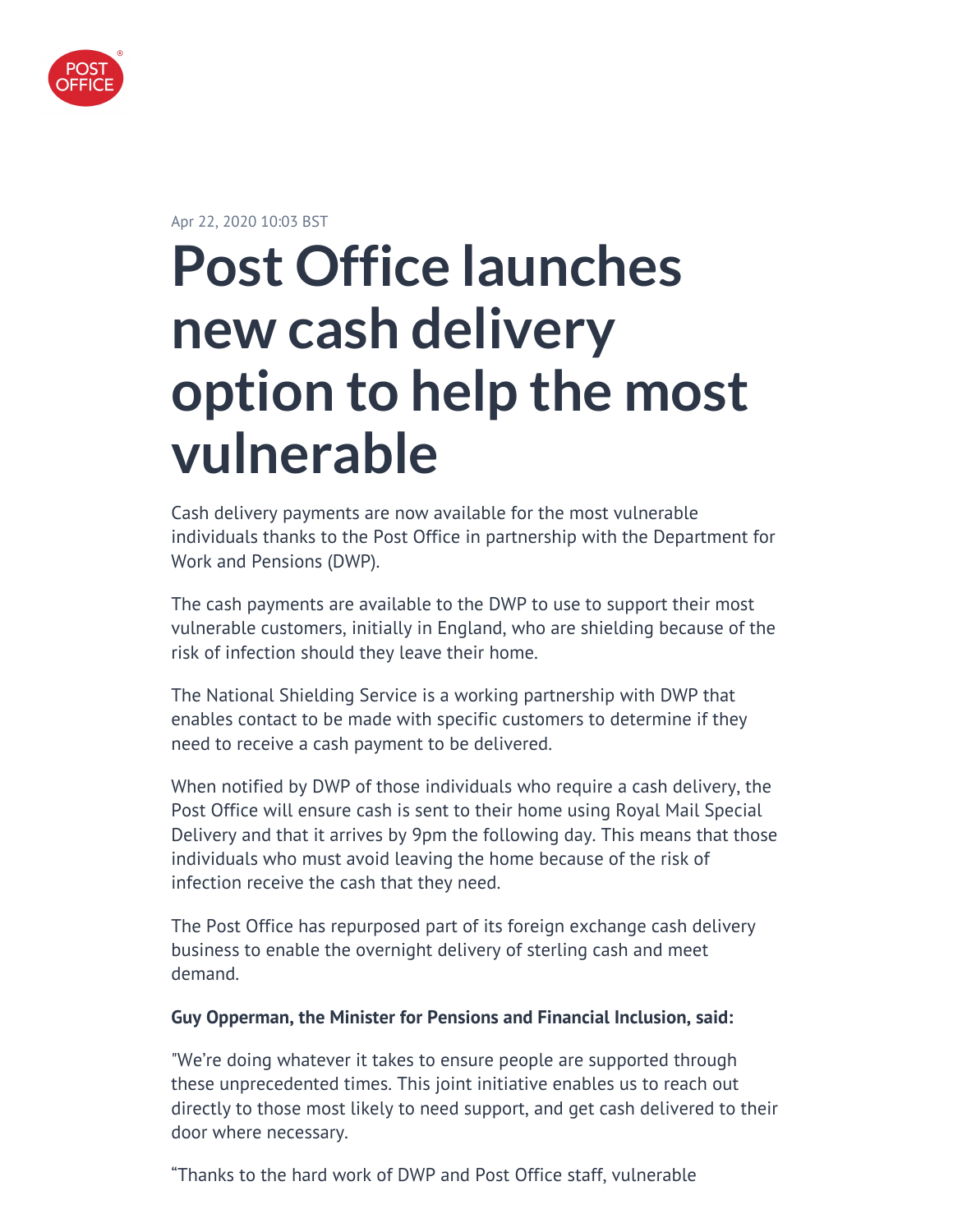Apr 22, 2020 10:03 BST

# Post Office launches new cash delivery option to help the most vulnerable

Cash delivery payments are now available for the most vulnerable individuals thanks to the Post Office in partnership with the Department for Work and Pensions (DWP).

The cash payments are available to the DWP to use to support their most vulnerable customers, initially in England, who are shielding because of the risk of infection should they leave their home.

The National Shielding Service is a working partnership with DWP that enables contact to be made with specific customers to determine if they need to receive a cash payment to be delivered.

When notified by DWP of those individuals who require a cash delivery, the Post Office will ensure cash is sent to their home using Royal Mail Special Delivery and that it arrives by 9pm the following day. This means that those individuals who must avoid leaving the home because of the risk of infection receive the cash that they need.

The Post Office has repurposed part of its foreign exchange cash delivery business to enable the overnight delivery of sterling cash and meet demand.

**Guy Opperman, the Minister for Pensions and Financial Inclusion, said:**

"We're doing whatever it takes to ensure people are supported through these unprecedented times. This joint initiative enables us to reach out directly to those most likely to need support, and get cash delivered to their door where necessary.

"Thanks to the hard work of DWP and Post Office staff, vulnerable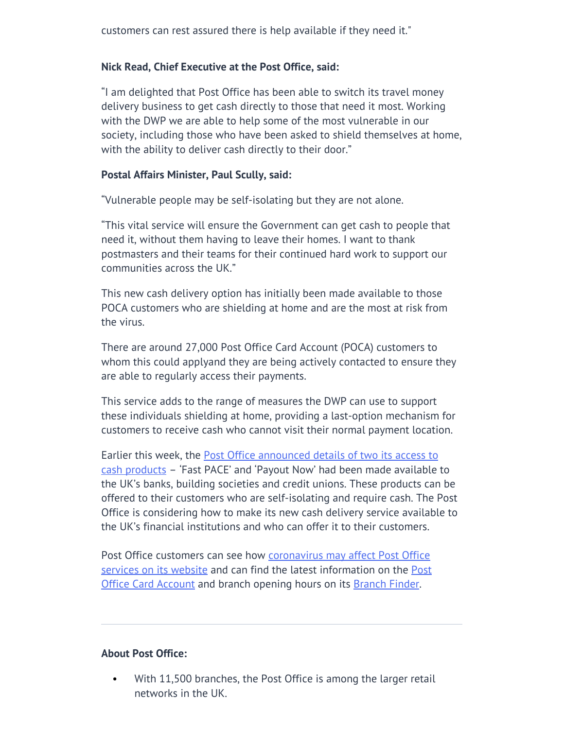customers can rest assured there is help available if they need it."

**Nick Read, Chief Executive at the Post Office, said:**

“I am delighted that Post Office has been able to switch its travel money delivery business to get cash directly to those that need it most. Working with the DWP we are able to help some of the most vulnerable in our society, including those who have been asked to shield themselves at home, with the ability to deliver cash directly to their door.”

**Postal Affairs Minister, Paul Scully, said:**

“Vulnerable people may be self-isolating but they are not alone.

“This vital service will ensure the Government can get cash to people that need it, without them having to leave their homes. I want to thank postmasters and their teams for their continued hard work to support our communities across the UK.”

This new cash delivery option has initially been made available to those POCA customers who are shielding at home and are the most at risk from the virus.

There are around 27,000 Post Office Card Account (POCA) customers to whom this could applyand they are being actively contacted to ensure they are able to regularly access their payments.

This service adds to the range of measures the DWP can use to support these individuals shielding at home, providing a last-option mechanism for customers to receive cash who cannot visit their normal payment location.

Earlier this week, the [Post Office announced details of two its access to cash products]() – ‘Fast PACE’ and ‘Payout Now’ had been made available to the UK’s banks, building societies and credit unions. These products can be offered to their customers who are self-isolating and require cash. The Post Office is considering how to make its new cash delivery service available to the UK’s financial institutions and who can offer it to their customers.

Post Office customers can see how [coronavirus may affect Post Office services on its website]() and can find the latest information on the [Post Office Card Account]() and branch opening hours on its [Branch Finder]().

---

**About Post Office:**

- With 11,500 branches, the Post Office is among the larger retail networks in the UK.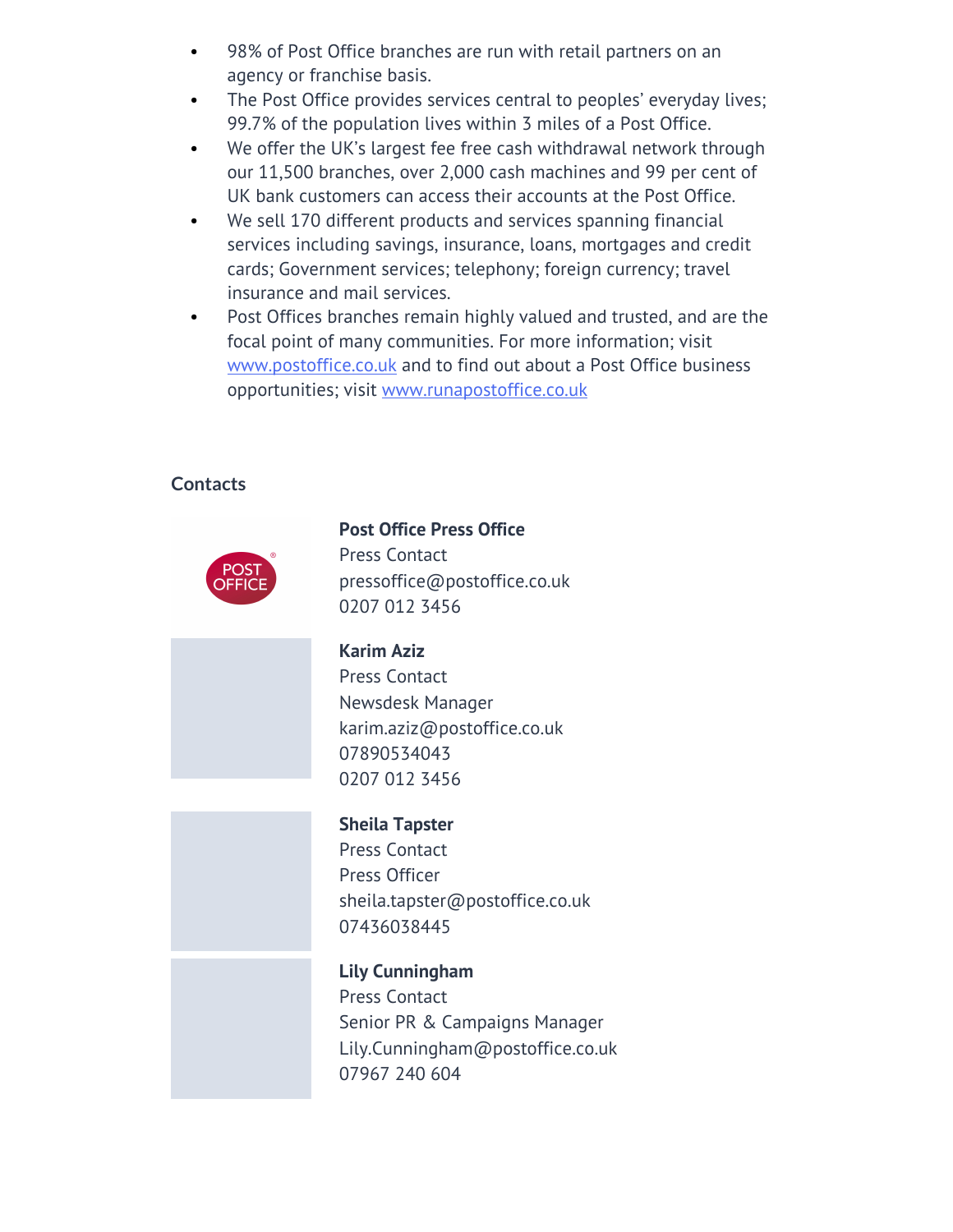- 98% of Post Office branches are run with retail partners on an agency or franchise basis.
- The Post Office provides services central to peoples' everyday lives; 99.7% of the population lives within 3 miles of a Post Office.
- We offer the UK's largest fee free cash withdrawal network through our 11,500 branches, over 2,000 cash machines and 99 per cent of UK bank customers can access their accounts at the Post Office.
- We sell 170 different products and services spanning financial services including savings, insurance, loans, mortgages and credit cards; Government services; telephony; foreign currency; travel insurance and mail services.
- Post Offices branches remain highly valued and trusted, and are the focal point of many communities. For more information; visit [www.postoffice.co.uk](http://www.postoffice.co.uk) and to find out about a Post Office business opportunities; visit [www.runapostoffice.co.uk](http://www.runapostoffice.co.uk)

## Contacts

**Post Office Press Office**
Press Contact
pressoffice@postoffice.co.uk
0207 012 3456

**Karim Aziz**
Press Contact
Newsdesk Manager
karim.aziz@postoffice.co.uk
07890534043
0207 012 3456

**Sheila Tapster**
Press Contact
Press Officer
sheila.tapster@postoffice.co.uk
07436038445

**Lily Cunningham**
Press Contact
Senior PR & Campaigns Manager
Lily.Cunningham@postoffice.co.uk
07967 240 604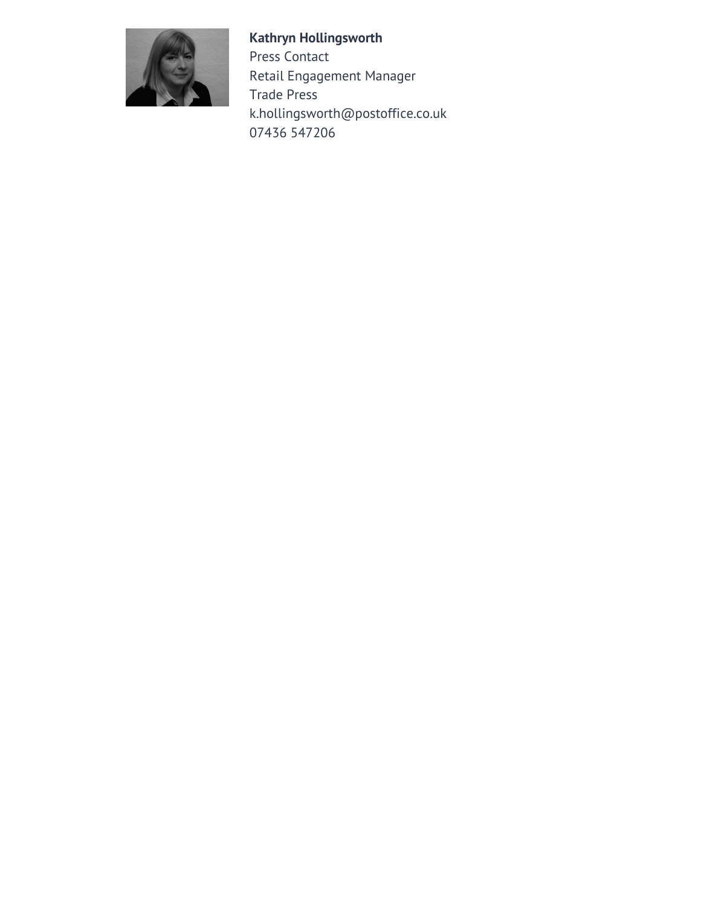**Kathryn Hollingsworth**
Press Contact
Retail Engagement Manager
Trade Press
k.hollingsworth@postoffice.co.uk
07436 547206